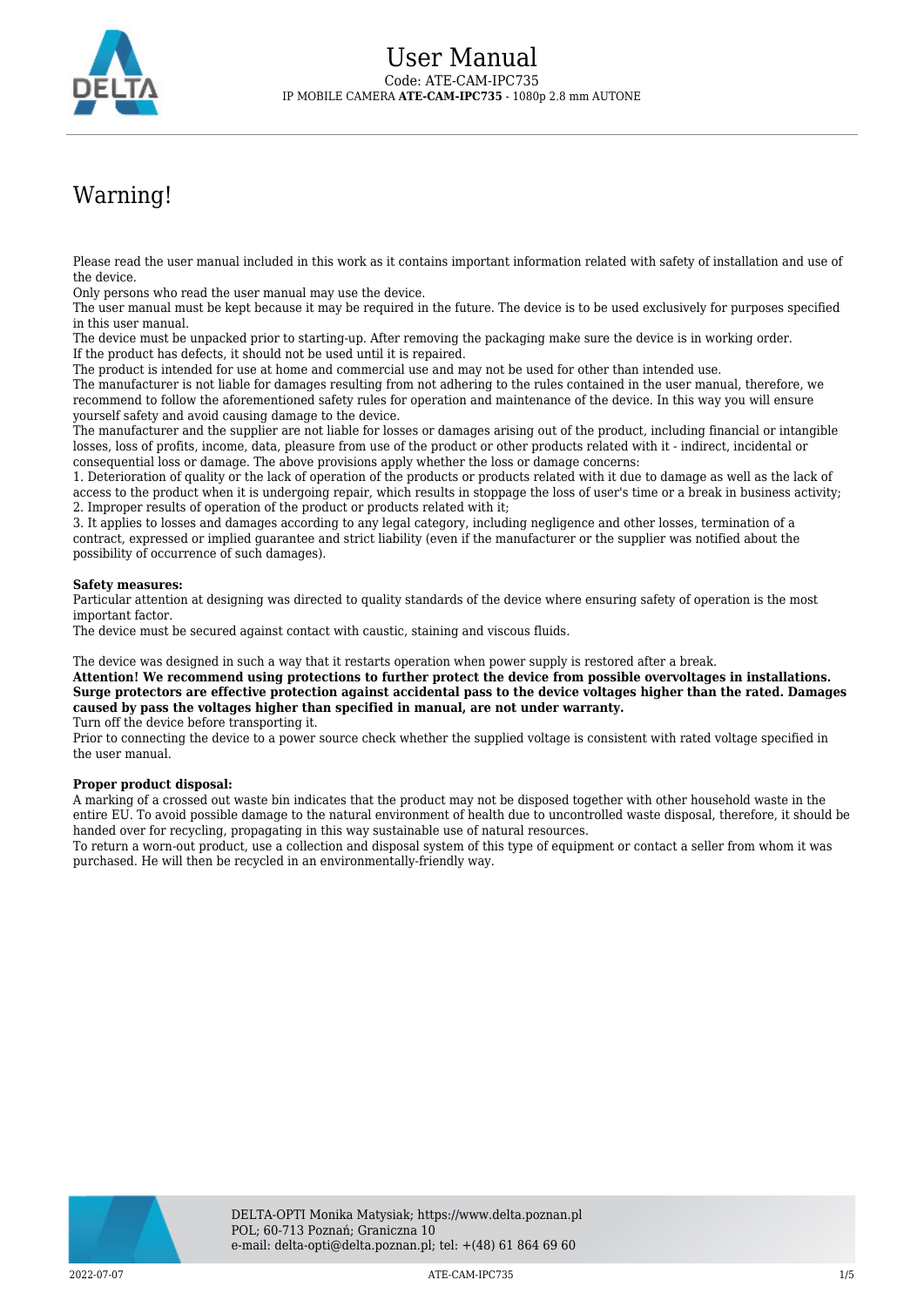# User Manual

Code: ATE-CAM-IPC735

IP MOBILE CAMERA **ATE-CAM-IPC735** - 1080p 2.8 mm AUTONE

## Warning!

Please read the user manual included in this work as it contains important information related with safety of installation and use of the device.

Only persons who read the user manual may use the device.

The user manual must be kept because it may be required in the future. The device is to be used exclusively for purposes specified in this user manual.

The device must be unpacked prior to starting-up. After removing the packaging make sure the device is in working order.

If the product has defects, it should not be used until it is repaired.

The product is intended for use at home and commercial use and may not be used for other than intended use.

The manufacturer is not liable for damages resulting from not adhering to the rules contained in the user manual, therefore, we recommend to follow the aforementioned safety rules for operation and maintenance of the device. In this way you will ensure yourself safety and avoid causing damage to the device.

The manufacturer and the supplier are not liable for losses or damages arising out of the product, including financial or intangible losses, loss of profits, income, data, pleasure from use of the product or other products related with it - indirect, incidental or consequential loss or damage. The above provisions apply whether the loss or damage concerns:

1. Deterioration of quality or the lack of operation of the products or products related with it due to damage as well as the lack of access to the product when it is undergoing repair, which results in stoppage the loss of user's time or a break in business activity;
2. Improper results of operation of the product or products related with it;
3. It applies to losses and damages according to any legal category, including negligence and other losses, termination of a contract, expressed or implied guarantee and strict liability (even if the manufacturer or the supplier was notified about the possibility of occurrence of such damages).

**Safety measures:**

Particular attention at designing was directed to quality standards of the device where ensuring safety of operation is the most important factor.

The device must be secured against contact with caustic, staining and viscous fluids.

The device was designed in such a way that it restarts operation when power supply is restored after a break.

**Attention! We recommend using protections to further protect the device from possible overvoltages in installations. Surge protectors are effective protection against accidental pass to the device voltages higher than the rated. Damages caused by pass the voltages higher than specified in manual, are not under warranty.**

Turn off the device before transporting it.

Prior to connecting the device to a power source check whether the supplied voltage is consistent with rated voltage specified in the user manual.

**Proper product disposal:**

A marking of a crossed out waste bin indicates that the product may not be disposed together with other household waste in the entire EU. To avoid possible damage to the natural environment of health due to uncontrolled waste disposal, therefore, it should be handed over for recycling, propagating in this way sustainable use of natural resources.

To return a worn-out product, use a collection and disposal system of this type of equipment or contact a seller from whom it was purchased. He will then be recycled in an environmentally-friendly way.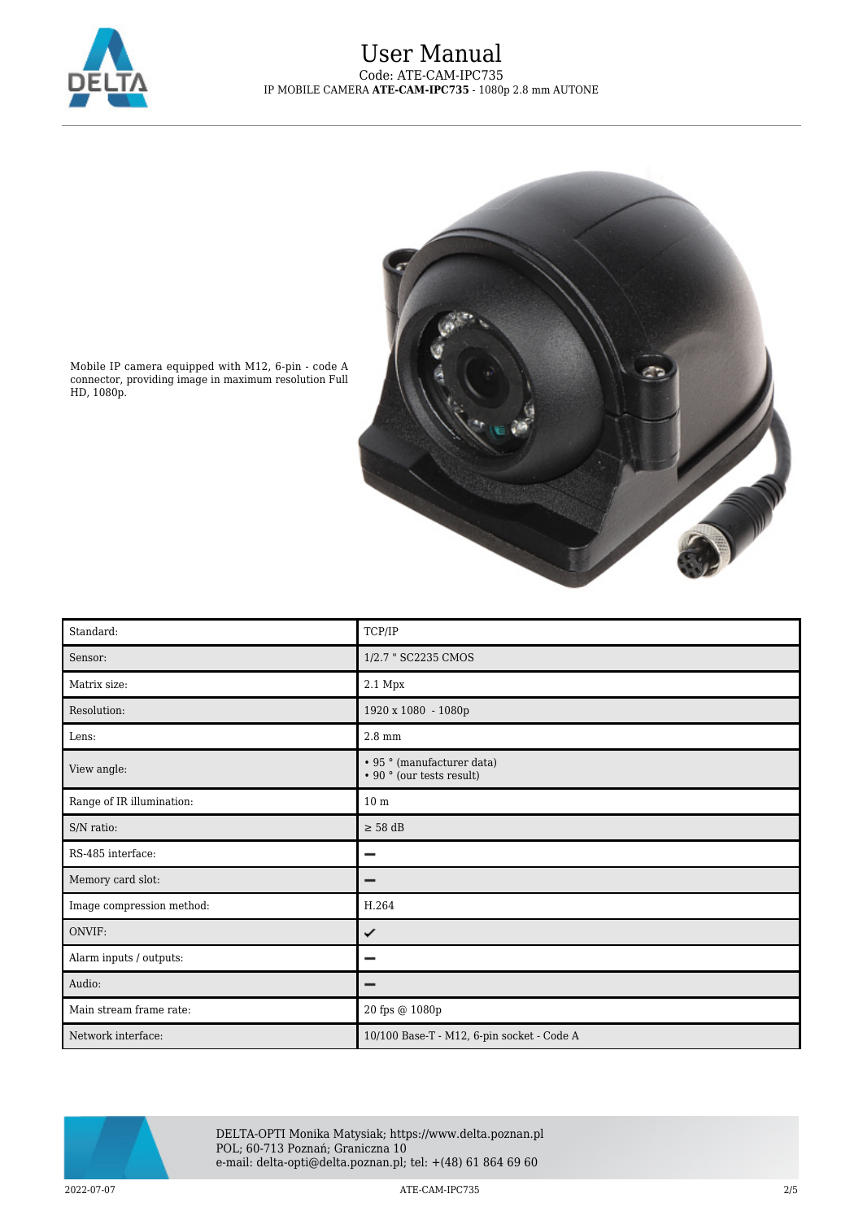Mobile IP camera equipped with M12, 6-pin - code A connector, providing image in maximum resolution Full HD, 1080p.

| | |
|---|---|
| Standard: | TCP/IP |
| Sensor: | 1/2.7 " SC2235 CMOS |
| Matrix size: | 2.1 Mpx |
| Resolution: | 1920 x 1080 - 1080p |
| Lens: | 2.8 mm |
| View angle: | • 95 ° (manufacturer data)<br>• 90 ° (our tests result) |
| Range of IR illumination: | 10 m |
| S/N ratio: | ≥ 58 dB |
| RS-485 interface: | – |
| Memory card slot: | – |
| Image compression method: | H.264 |
| ONVIF: | ✓ |
| Alarm inputs / outputs: | – |
| Audio: | – |
| Main stream frame rate: | 20 fps @ 1080p |
| Network interface: | 10/100 Base-T - M12, 6-pin socket - Code A |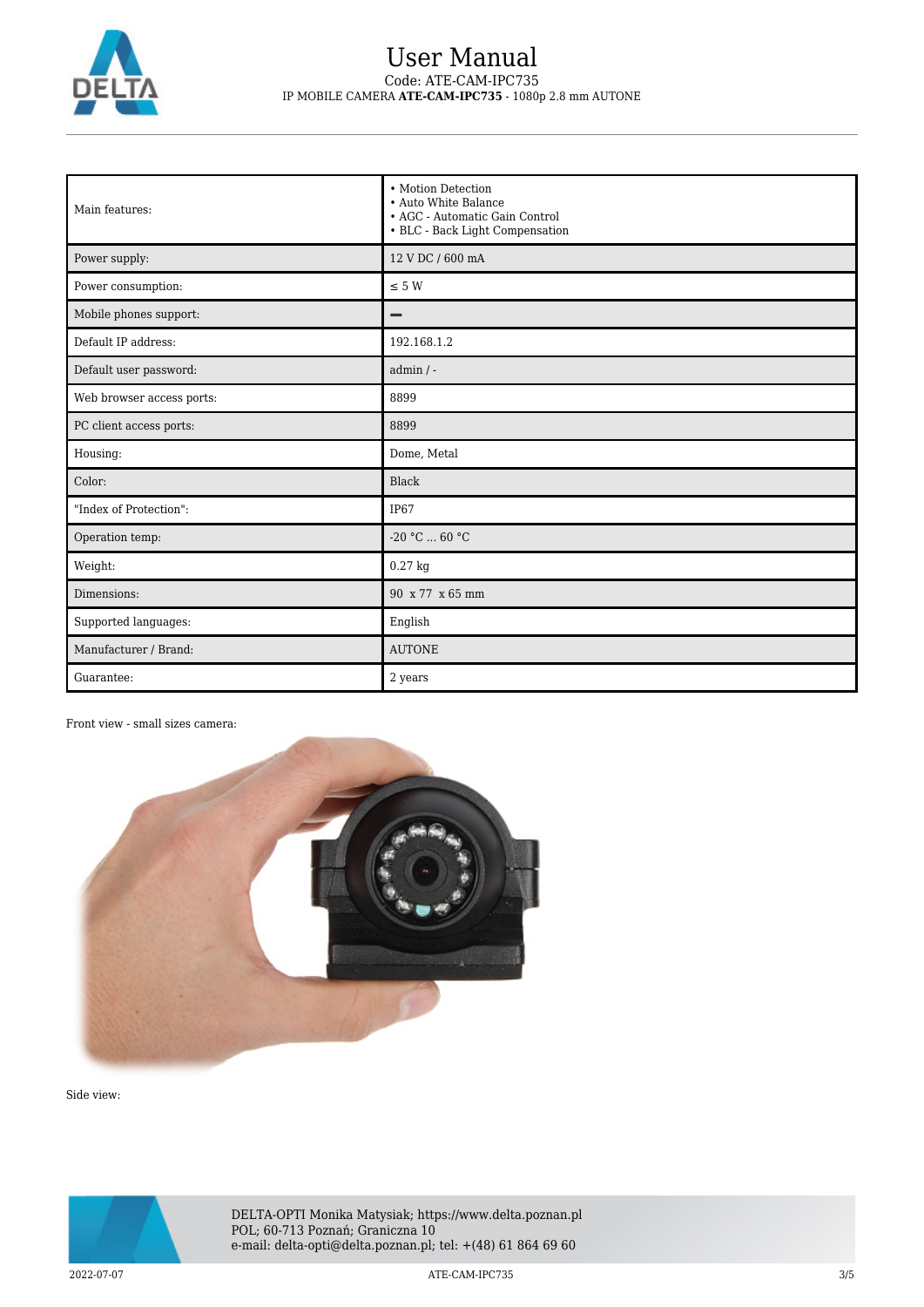| | |
|---|---|
| Main features: | • Motion Detection<br>• Auto White Balance<br>• AGC - Automatic Gain Control<br>• BLC - Back Light Compensation |
| Power supply: | 12 V DC / 600 mA |
| Power consumption: | ≤ 5 W |
| Mobile phones support: | – |
| Default IP address: | 192.168.1.2 |
| Default user password: | admin / - |
| Web browser access ports: | 8899 |
| PC client access ports: | 8899 |
| Housing: | Dome, Metal |
| Color: | Black |
| "Index of Protection": | IP67 |
| Operation temp: | -20 °C ... 60 °C |
| Weight: | 0.27 kg |
| Dimensions: | 90 x 77 x 65 mm |
| Supported languages: | English |
| Manufacturer / Brand: | AUTONE |
| Guarantee: | 2 years |

Front view - small sizes camera:

Side view: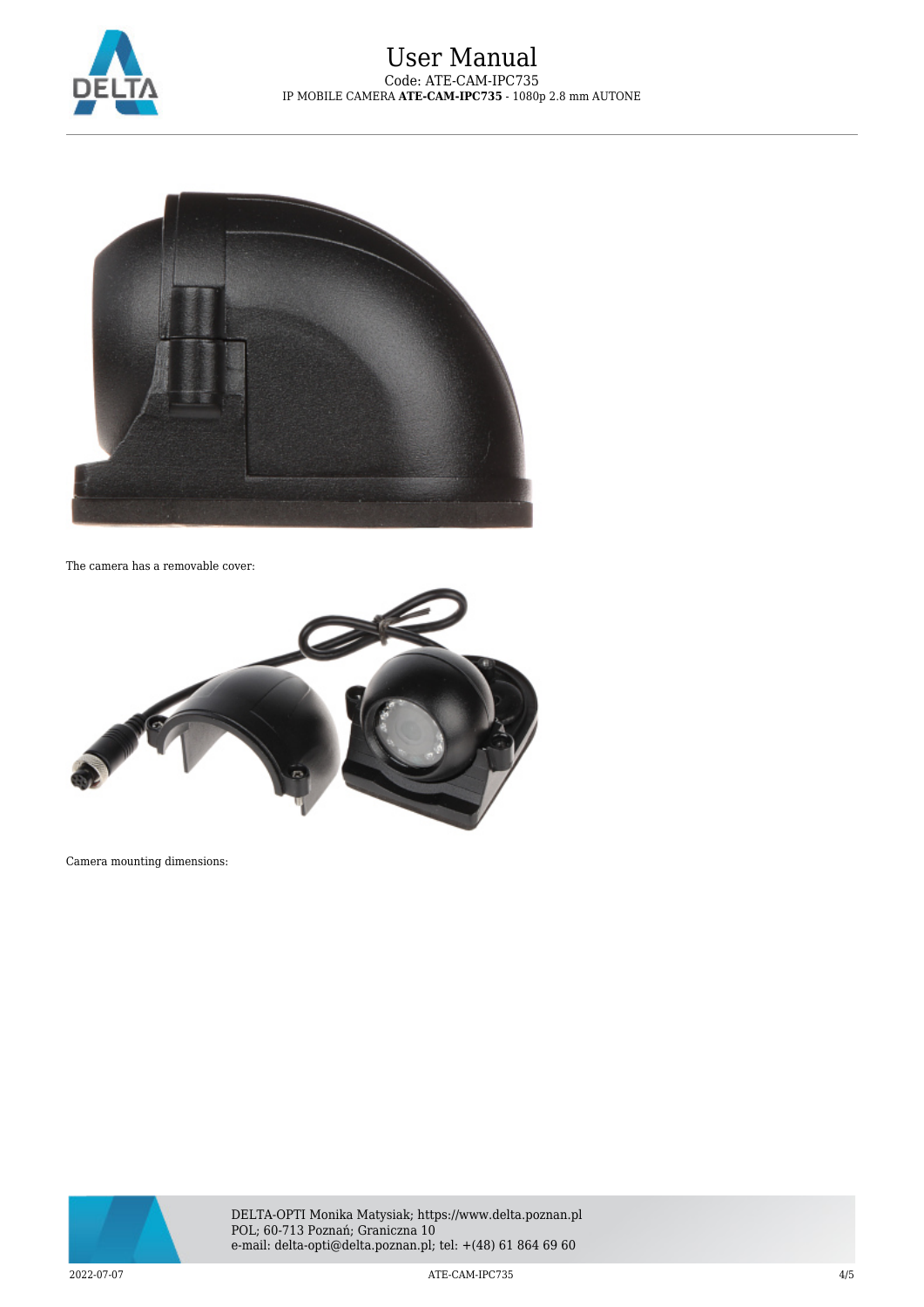The camera has a removable cover:

Camera mounting dimensions: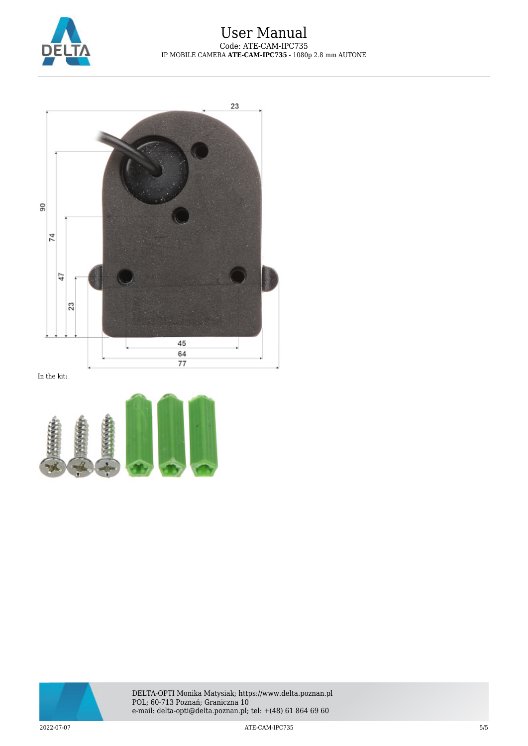90

74

47

23

23

45

64

77

In the kit: